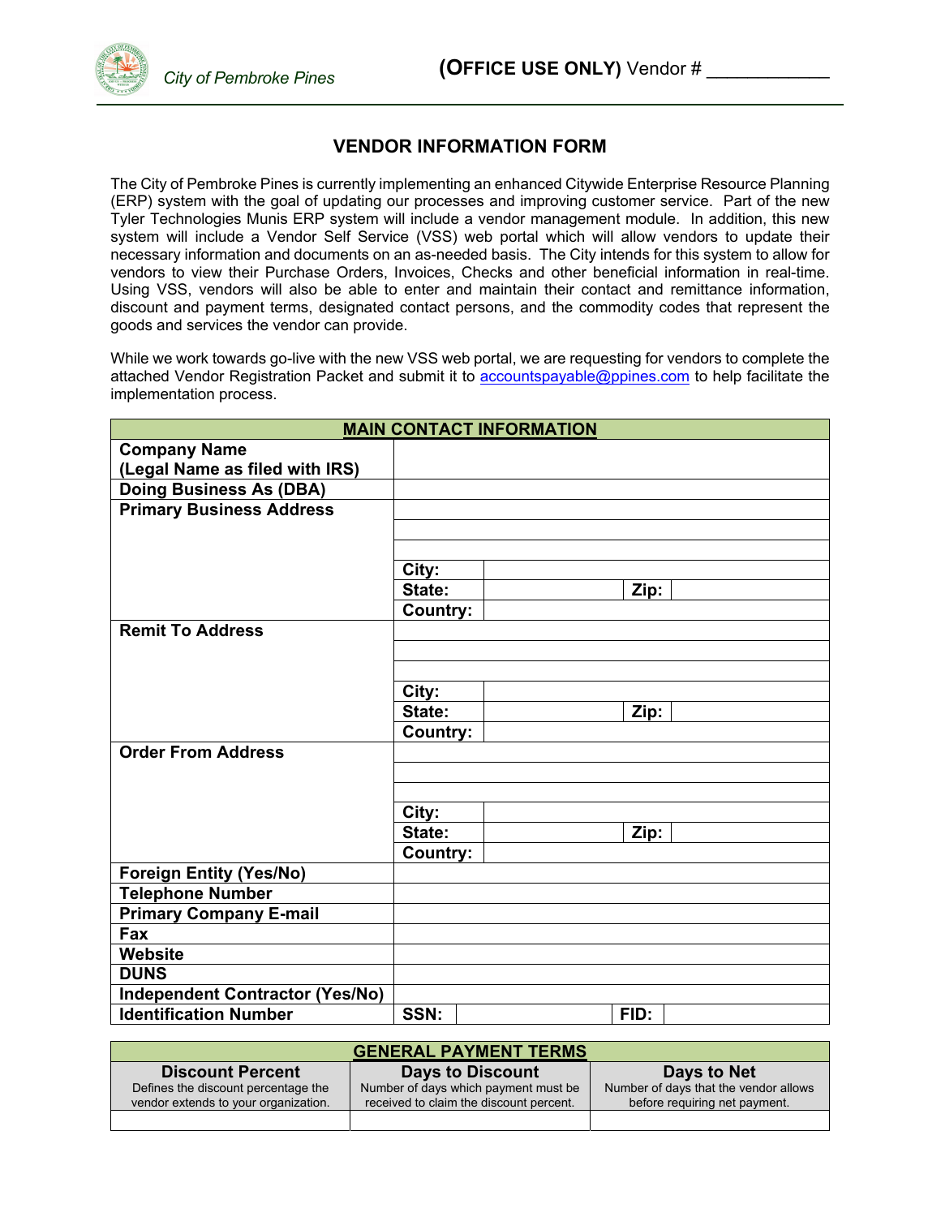City of Pembroke Pines

**(OFFICE USE ONLY)** Vendor # ____________

# VENDOR INFORMATION FORM

The City of Pembroke Pines is currently implementing an enhanced Citywide Enterprise Resource Planning (ERP) system with the goal of updating our processes and improving customer service. Part of the new Tyler Technologies Munis ERP system will include a vendor management module. In addition, this new system will include a Vendor Self Service (VSS) web portal which will allow vendors to update their necessary information and documents on an as-needed basis. The City intends for this system to allow for vendors to view their Purchase Orders, Invoices, Checks and other beneficial information in real-time. Using VSS, vendors will also be able to enter and maintain their contact and remittance information, discount and payment terms, designated contact persons, and the commodity codes that represent the goods and services the vendor can provide.

While we work towards go-live with the new VSS web portal, we are requesting for vendors to complete the attached Vendor Registration Packet and submit it to accountspayable@ppines.com to help facilitate the implementation process.

| **MAIN CONTACT INFORMATION** | | | | |
|---|---|---|---|---|
| **Company Name (Legal Name as filed with IRS)** | | | | |
| **Doing Business As (DBA)** | | | | |
| **Primary Business Address** | | | | |
| | | | | |
| | | | | |
| | **City:** | | | |
| | **State:** | | **Zip:** | |
| | **Country:** | | | |
| **Remit To Address** | | | | |
| | | | | |
| | | | | |
| | **City:** | | | |
| | **State:** | | **Zip:** | |
| | **Country:** | | | |
| **Order From Address** | | | | |
| | | | | |
| | | | | |
| | **City:** | | | |
| | **State:** | | **Zip:** | |
| | **Country:** | | | |
| **Foreign Entity (Yes/No)** | | | | |
| **Telephone Number** | | | | |
| **Primary Company E-mail** | | | | |
| **Fax** | | | | |
| **Website** | | | | |
| **DUNS** | | | | |
| **Independent Contractor (Yes/No)** | | | | |
| **Identification Number** | **SSN:** | | **FID:** | |

| **GENERAL PAYMENT TERMS** | | |
|---|---|---|
| **Discount Percent** Defines the discount percentage the vendor extends to your organization. | **Days to Discount** Number of days which payment must be received to claim the discount percent. | **Days to Net** Number of days that the vendor allows before requiring net payment. |
| | | |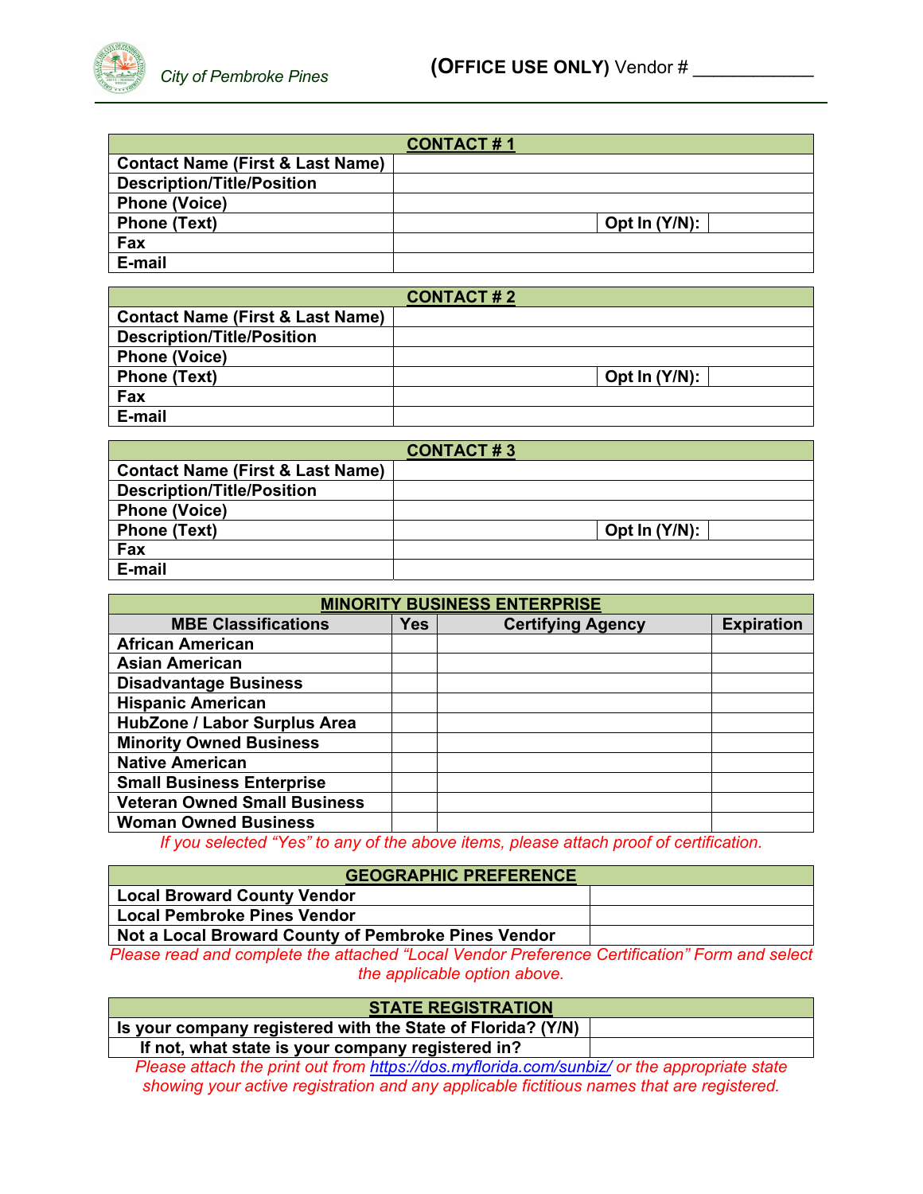City of Pembroke Pines

**(OFFICE USE ONLY)** Vendor # ___________

| **CONTACT # 1** | | | |
|---|---|---|---|
| **Contact Name (First & Last Name)** | | | |
| **Description/Title/Position** | | | |
| **Phone (Voice)** | | | |
| **Phone (Text)** | | **Opt In (Y/N):** | |
| **Fax** | | | |
| **E-mail** | | | |

| **CONTACT # 2** | | | |
|---|---|---|---|
| **Contact Name (First & Last Name)** | | | |
| **Description/Title/Position** | | | |
| **Phone (Voice)** | | | |
| **Phone (Text)** | | **Opt In (Y/N):** | |
| **Fax** | | | |
| **E-mail** | | | |

| **CONTACT # 3** | | | |
|---|---|---|---|
| **Contact Name (First & Last Name)** | | | |
| **Description/Title/Position** | | | |
| **Phone (Voice)** | | | |
| **Phone (Text)** | | **Opt In (Y/N):** | |
| **Fax** | | | |
| **E-mail** | | | |

| **MINORITY BUSINESS ENTERPRISE** | | | |
|---|---|---|---|
| **MBE Classifications** | **Yes** | **Certifying Agency** | **Expiration** |
| **African American** | | | |
| **Asian American** | | | |
| **Disadvantage Business** | | | |
| **Hispanic American** | | | |
| **HubZone / Labor Surplus Area** | | | |
| **Minority Owned Business** | | | |
| **Native American** | | | |
| **Small Business Enterprise** | | | |
| **Veteran Owned Small Business** | | | |
| **Woman Owned Business** | | | |

*If you selected "Yes" to any of the above items, please attach proof of certification.*

| **GEOGRAPHIC PREFERENCE** | |
|---|---|
| **Local Broward County Vendor** | |
| **Local Pembroke Pines Vendor** | |
| **Not a Local Broward County of Pembroke Pines Vendor** | |

*Please read and complete the attached "Local Vendor Preference Certification" Form and select the applicable option above.*

| **STATE REGISTRATION** | |
|---|---|
| **Is your company registered with the State of Florida? (Y/N)** | |
| **If not, what state is your company registered in?** | |

*Please attach the print out from https://dos.myflorida.com/sunbiz/ or the appropriate state showing your active registration and any applicable fictitious names that are registered.*